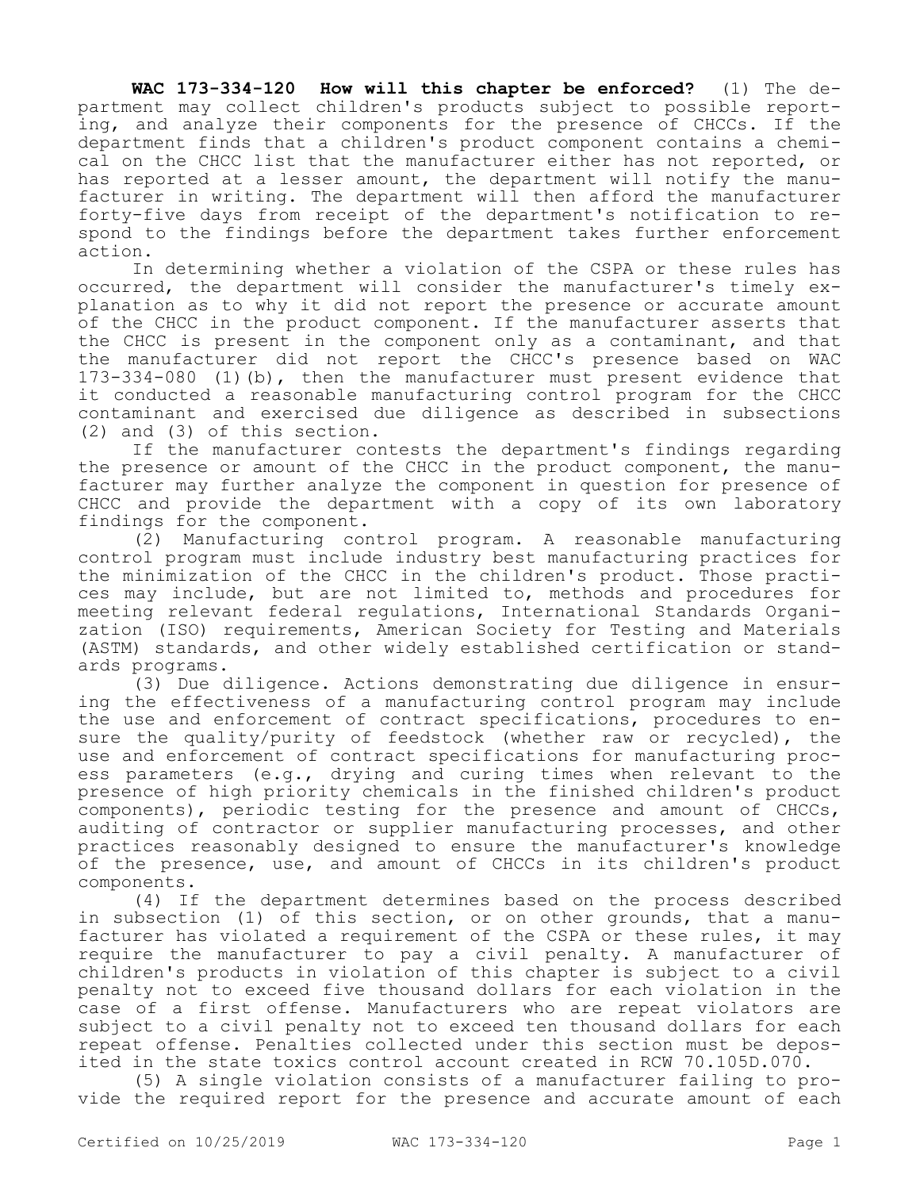**WAC 173-334-120 How will this chapter be enforced?** (1) The department may collect children's products subject to possible reporting, and analyze their components for the presence of CHCCs. If the department finds that a children's product component contains a chemical on the CHCC list that the manufacturer either has not reported, or has reported at a lesser amount, the department will notify the manufacturer in writing. The department will then afford the manufacturer forty-five days from receipt of the department's notification to respond to the findings before the department takes further enforcement action.

In determining whether a violation of the CSPA or these rules has occurred, the department will consider the manufacturer's timely explanation as to why it did not report the presence or accurate amount of the CHCC in the product component. If the manufacturer asserts that the CHCC is present in the component only as a contaminant, and that the manufacturer did not report the CHCC's presence based on WAC 173-334-080 (1)(b), then the manufacturer must present evidence that it conducted a reasonable manufacturing control program for the CHCC contaminant and exercised due diligence as described in subsections (2) and (3) of this section.

If the manufacturer contests the department's findings regarding the presence or amount of the CHCC in the product component, the manufacturer may further analyze the component in question for presence of CHCC and provide the department with a copy of its own laboratory findings for the component.

(2) Manufacturing control program. A reasonable manufacturing control program must include industry best manufacturing practices for the minimization of the CHCC in the children's product. Those practices may include, but are not limited to, methods and procedures for meeting relevant federal regulations, International Standards Organization (ISO) requirements, American Society for Testing and Materials (ASTM) standards, and other widely established certification or standards programs.

(3) Due diligence. Actions demonstrating due diligence in ensuring the effectiveness of a manufacturing control program may include the use and enforcement of contract specifications, procedures to ensure the quality/purity of feedstock (whether raw or recycled), the use and enforcement of contract specifications for manufacturing process parameters (e.g., drying and curing times when relevant to the presence of high priority chemicals in the finished children's product components), periodic testing for the presence and amount of CHCCs, auditing of contractor or supplier manufacturing processes, and other practices reasonably designed to ensure the manufacturer's knowledge of the presence, use, and amount of CHCCs in its children's product components.

(4) If the department determines based on the process described in subsection (1) of this section, or on other grounds, that a manufacturer has violated a requirement of the CSPA or these rules, it may require the manufacturer to pay a civil penalty. A manufacturer of children's products in violation of this chapter is subject to a civil penalty not to exceed five thousand dollars for each violation in the case of a first offense. Manufacturers who are repeat violators are subject to a civil penalty not to exceed ten thousand dollars for each repeat offense. Penalties collected under this section must be deposited in the state toxics control account created in RCW 70.105D.070.

(5) A single violation consists of a manufacturer failing to provide the required report for the presence and accurate amount of each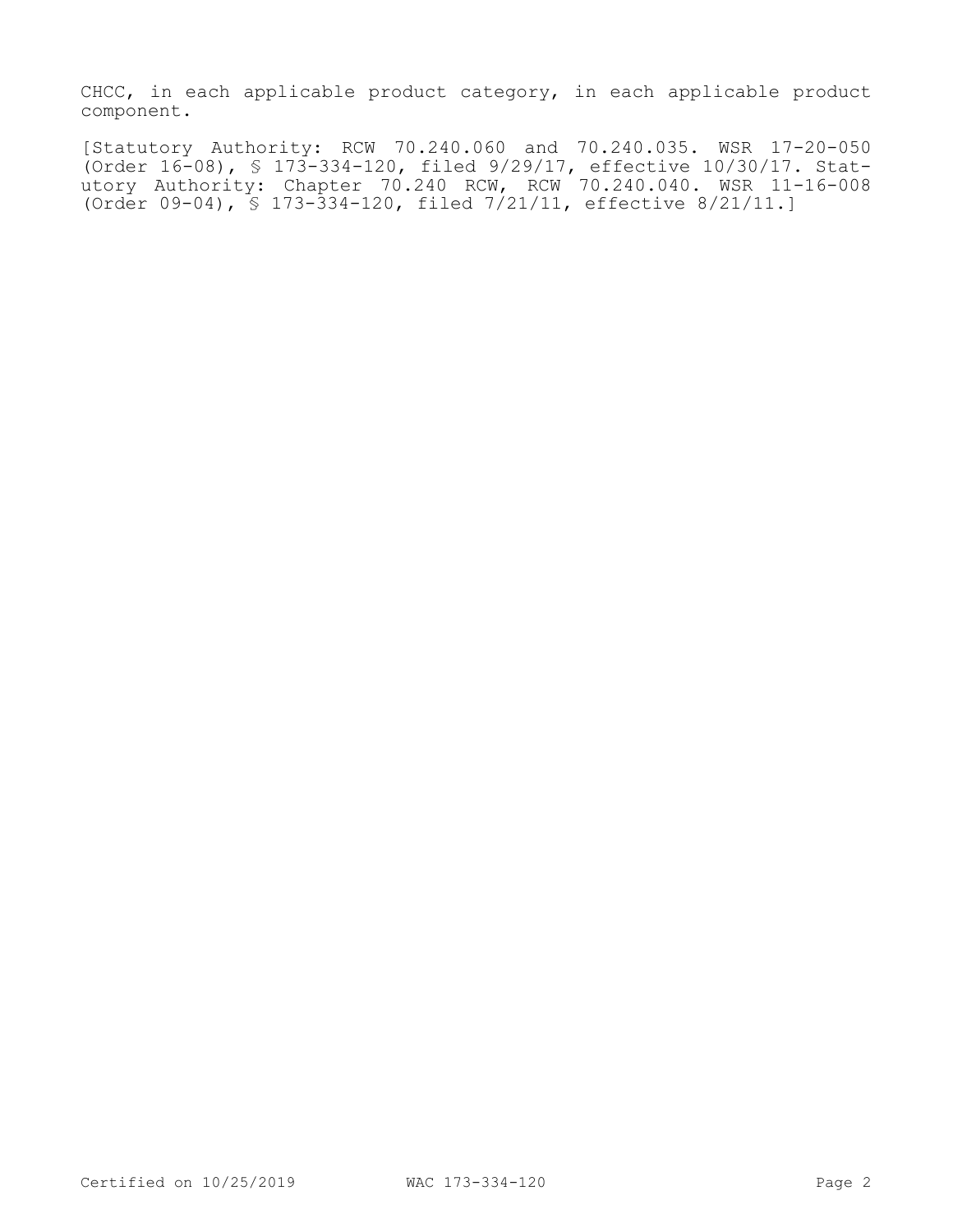CHCC, in each applicable product category, in each applicable product component.

[Statutory Authority: RCW 70.240.060 and 70.240.035. WSR 17-20-050 (Order 16-08), § 173-334-120, filed 9/29/17, effective 10/30/17. Statutory Authority: Chapter 70.240 RCW, RCW 70.240.040. WSR 11-16-008 (Order 09-04), § 173-334-120, filed 7/21/11, effective 8/21/11.]